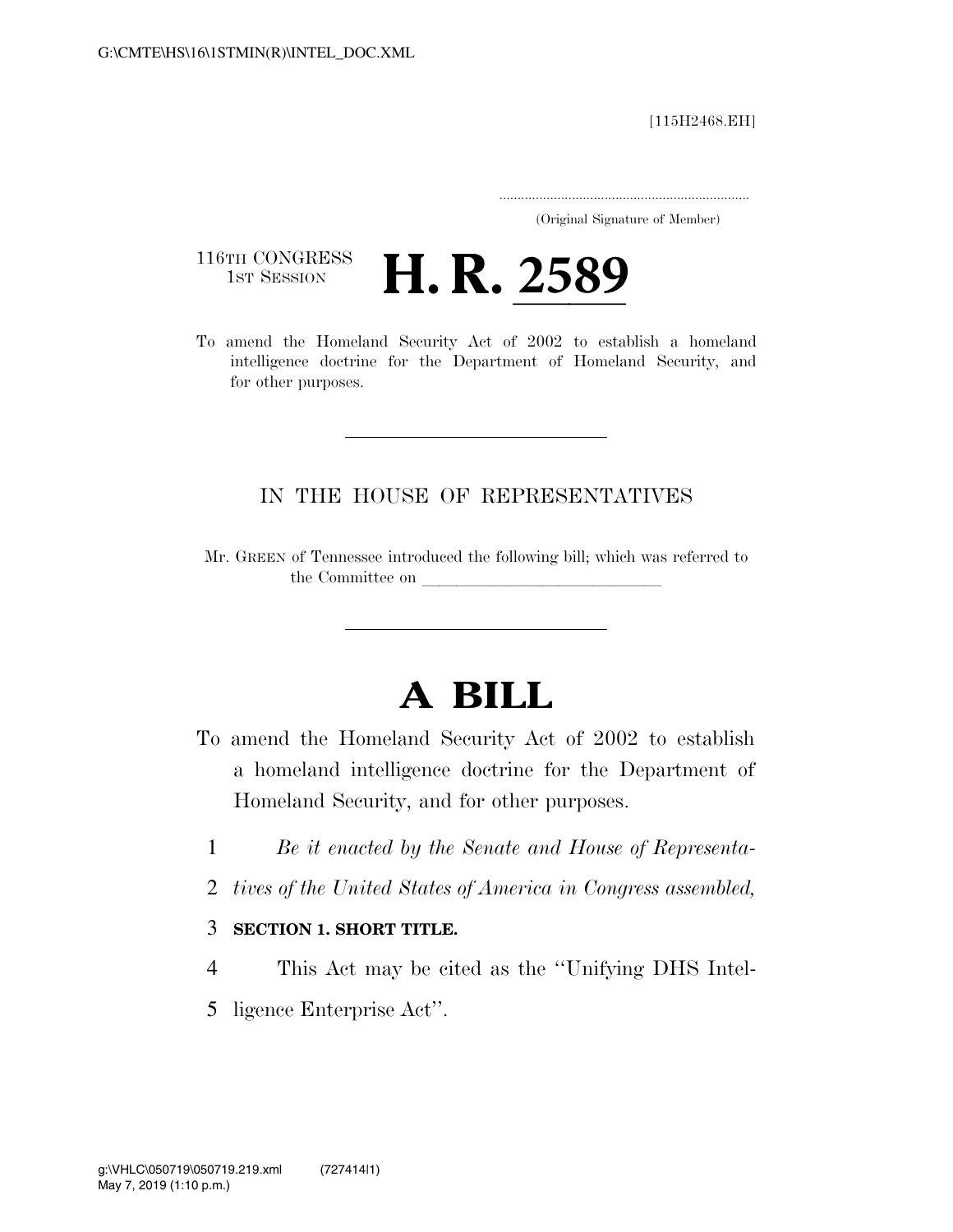[115H2468.EH]

.....................................................................

(Original Signature of Member)

116TH CONGRESS
1ST SESSION

# H. R. 2589

To amend the Homeland Security Act of 2002 to establish a homeland intelligence doctrine for the Department of Homeland Security, and for other purposes.

---

IN THE HOUSE OF REPRESENTATIVES

Mr. GREEN of Tennessee introduced the following bill; which was referred to the Committee on ______________________________

---

# A BILL

To amend the Homeland Security Act of 2002 to establish a homeland intelligence doctrine for the Department of Homeland Security, and for other purposes.

1 *Be it enacted by the Senate and House of Representa-*
2 *tives of the United States of America in Congress assembled,*

3 **SECTION 1. SHORT TITLE.**

4 This Act may be cited as the ''Unifying DHS Intel-
5 ligence Enterprise Act''.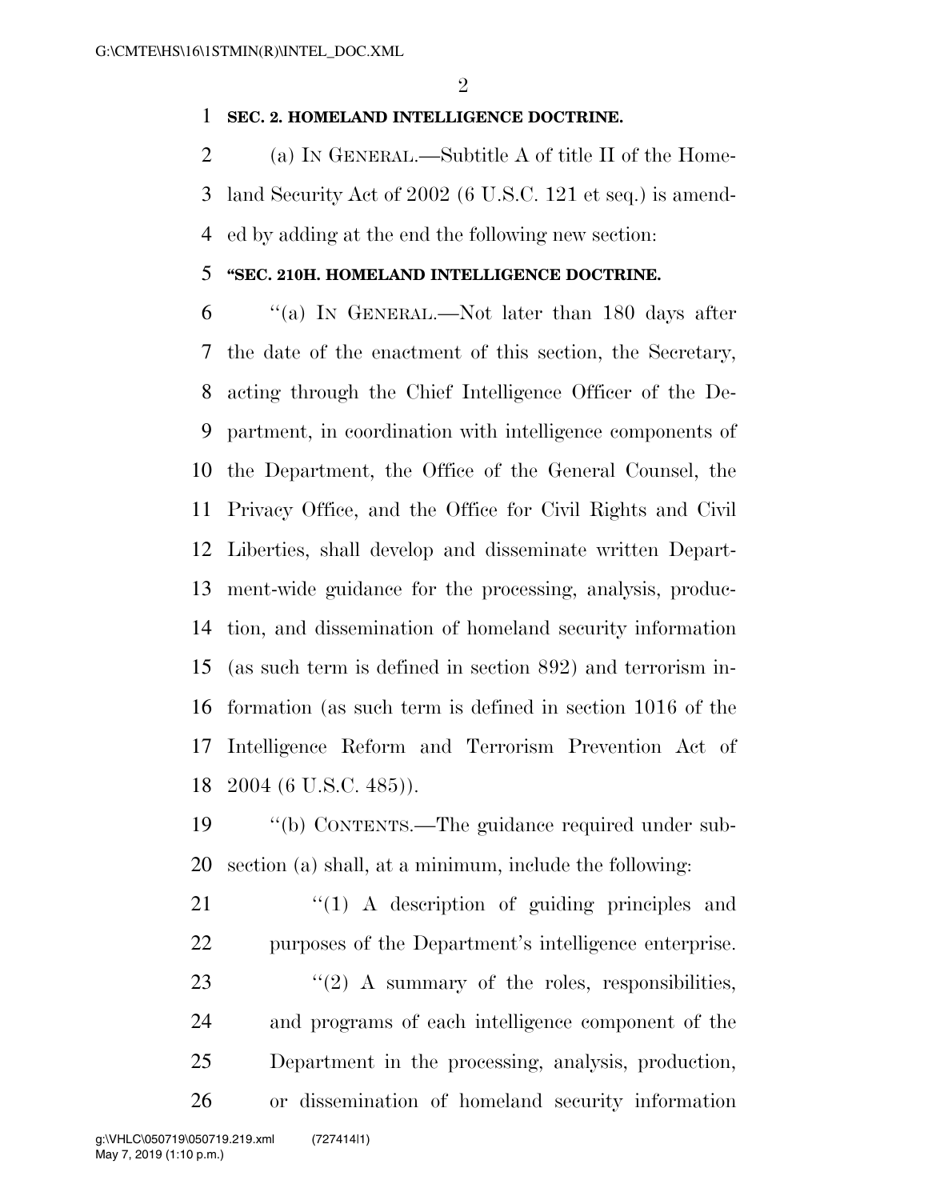**SEC. 2. HOMELAND INTELLIGENCE DOCTRINE.**

(a) IN GENERAL.—Subtitle A of title II of the Homeland Security Act of 2002 (6 U.S.C. 121 et seq.) is amended by adding at the end the following new section:

**"SEC. 210H. HOMELAND INTELLIGENCE DOCTRINE.**

"(a) IN GENERAL.—Not later than 180 days after the date of the enactment of this section, the Secretary, acting through the Chief Intelligence Officer of the Department, in coordination with intelligence components of the Department, the Office of the General Counsel, the Privacy Office, and the Office for Civil Rights and Civil Liberties, shall develop and disseminate written Department-wide guidance for the processing, analysis, production, and dissemination of homeland security information (as such term is defined in section 892) and terrorism information (as such term is defined in section 1016 of the Intelligence Reform and Terrorism Prevention Act of 2004 (6 U.S.C. 485)).

"(b) CONTENTS.—The guidance required under subsection (a) shall, at a minimum, include the following:

"(1) A description of guiding principles and purposes of the Department's intelligence enterprise.

"(2) A summary of the roles, responsibilities, and programs of each intelligence component of the Department in the processing, analysis, production, or dissemination of homeland security information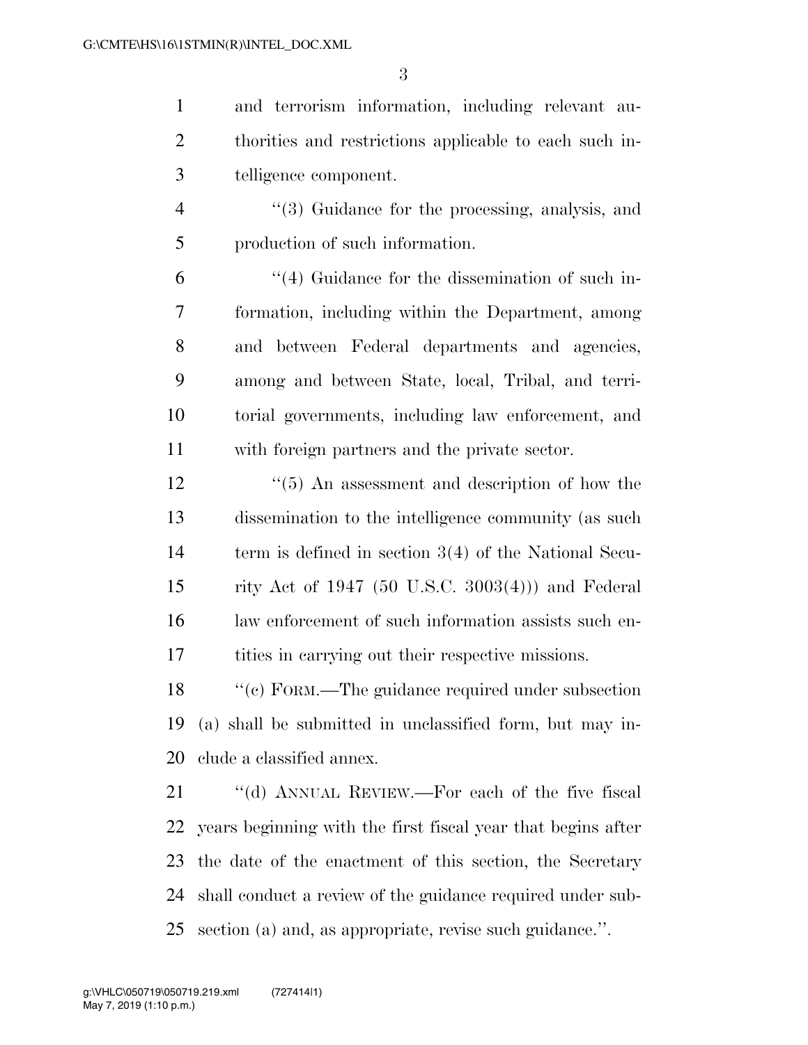and terrorism information, including relevant authorities and restrictions applicable to each such intelligence component.

"(3) Guidance for the processing, analysis, and production of such information.

"(4) Guidance for the dissemination of such information, including within the Department, among and between Federal departments and agencies, among and between State, local, Tribal, and territorial governments, including law enforcement, and with foreign partners and the private sector.

"(5) An assessment and description of how the dissemination to the intelligence community (as such term is defined in section 3(4) of the National Security Act of 1947 (50 U.S.C. 3003(4))) and Federal law enforcement of such information assists such entities in carrying out their respective missions.

"(c) FORM.—The guidance required under subsection (a) shall be submitted in unclassified form, but may include a classified annex.

"(d) ANNUAL REVIEW.—For each of the five fiscal years beginning with the first fiscal year that begins after the date of the enactment of this section, the Secretary shall conduct a review of the guidance required under subsection (a) and, as appropriate, revise such guidance.".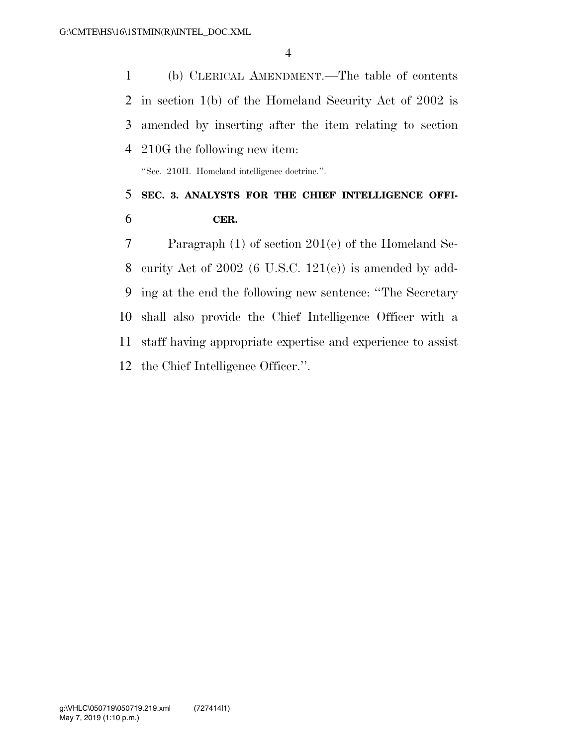(b) CLERICAL AMENDMENT.—The table of contents in section 1(b) of the Homeland Security Act of 2002 is amended by inserting after the item relating to section 210G the following new item:

"Sec. 210H. Homeland intelligence doctrine.".

**SEC. 3. ANALYSTS FOR THE CHIEF INTELLIGENCE OFFICER.**

Paragraph (1) of section 201(e) of the Homeland Security Act of 2002 (6 U.S.C. 121(e)) is amended by adding at the end the following new sentence: "The Secretary shall also provide the Chief Intelligence Officer with a staff having appropriate expertise and experience to assist the Chief Intelligence Officer.".